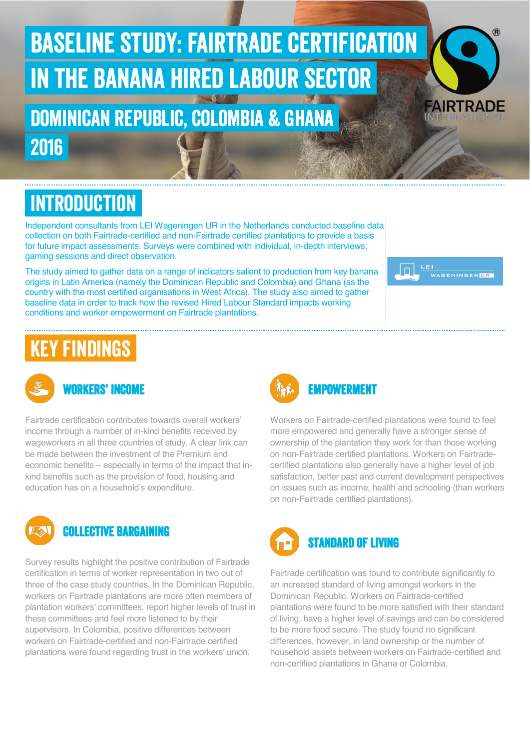#  BASELINE STUDY: FAIRTRADE CERTIFICATION IN THE BANANA HIRED LABOUR SECTOR

## DOMINICAN REPUBLIC, COLOMBIA & GHANA

## 2016

## INTRODUCTION

Independent consultants from LEI Wageningen UR in the Netherlands conducted baseline data collection on both Fairtrade-certified and non-Fairtrade certified plantations to provide a basis for future impact assessments. Surveys were combined with individual, in-depth interviews, gaming sessions and direct observation.

The study aimed to gather data on a range of indicators salient to production from key banana origins in Latin America (namely the Dominican Republic and Colombia) and Ghana (as the country with the most certified organisations in West Africa). The study also aimed to gather baseline data in order to track how the revised Hired Labour Standard impacts working conditions and worker empowerment on Fairtrade plantations.

## KEY FINDINGS

### WORKERS' INCOME

Fairtrade certification contributes towards overall workers' income through a number of in-kind benefits received by wageworkers in all three countries of study. A clear link can be made between the investment of the Premium and economic benefits – especially in terms of the impact that in-kind benefits such as the provision of food, housing and education has on a household's expenditure.

### COLLECTIVE BARGAINING

Survey results highlight the positive contribution of Fairtrade certification in terms of worker representation in two out of three of the case study countries. In the Dominican Republic, workers on Fairtrade plantations are more often members of plantation workers' committees, report higher levels of trust in these committees and feel more listened to by their supervisors. In Colombia, positive differences between workers on Fairtrade-certified and non-Fairtrade certified plantations were found regarding trust in the workers' union.

### EMPOWERMENT

Workers on Fairtrade-certified plantations were found to feel more empowered and generally have a stronger sense of ownership of the plantation they work for than those working on non-Fairtrade certified plantations. Workers on Fairtrade-certified plantations also generally have a higher level of job satisfaction, better past and current development perspectives on issues such as income, health and schooling (than workers on non-Fairtrade certified plantations).

### STANDARD OF LIVING

Fairtrade certification was found to contribute significantly to an increased standard of living amongst workers in the Dominican Republic. Workers on Fairtrade-certified plantations were found to be more satisfied with their standard of living, have a higher level of savings and can be considered to be more food secure. The study found no significant differences, however, in land ownership or the number of household assets between workers on Fairtrade-certified and non-certified plantations in Ghana or Colombia.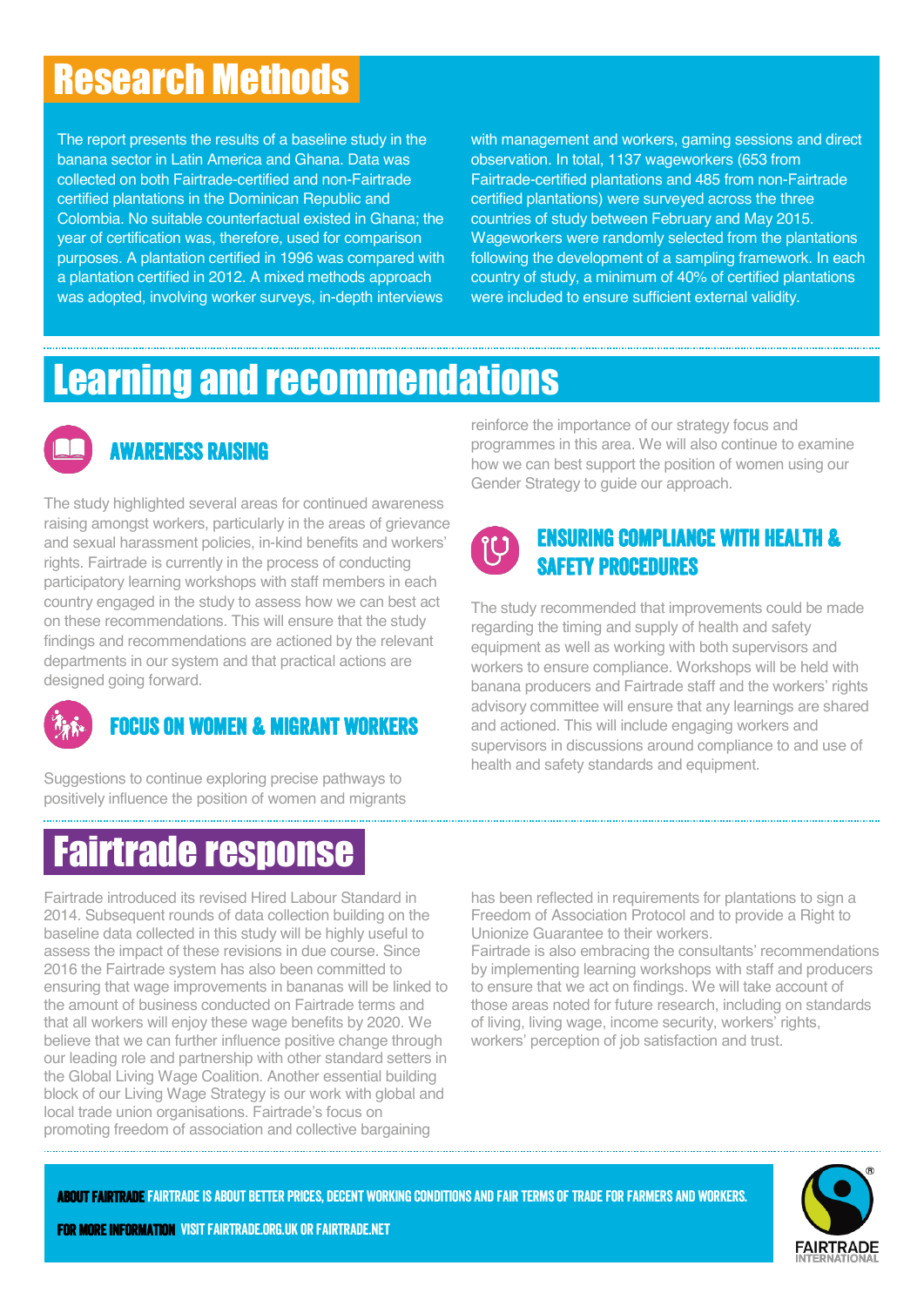# Research Methods

The report presents the results of a baseline study in the banana sector in Latin America and Ghana. Data was collected on both Fairtrade-certified and non-Fairtrade certified plantations in the Dominican Republic and Colombia. No suitable counterfactual existed in Ghana; the year of certification was, therefore, used for comparison purposes. A plantation certified in 1996 was compared with a plantation certified in 2012. A mixed methods approach was adopted, involving worker surveys, in-depth interviews with management and workers, gaming sessions and direct observation. In total, 1137 wageworkers (653 from Fairtrade-certified plantations and 485 from non-Fairtrade certified plantations) were surveyed across the three countries of study between February and May 2015. Wageworkers were randomly selected from the plantations following the development of a sampling framework. In each country of study, a minimum of 40% of certified plantations were included to ensure sufficient external validity.

# Learning and recommendations

## AWARENESS RAISING

The study highlighted several areas for continued awareness raising amongst workers, particularly in the areas of grievance and sexual harassment policies, in-kind benefits and workers' rights. Fairtrade is currently in the process of conducting participatory learning workshops with staff members in each country engaged in the study to assess how we can best act on these recommendations. This will ensure that the study findings and recommendations are actioned by the relevant departments in our system and that practical actions are designed going forward.

## FOCUS ON WOMEN & MIGRANT WORKERS

Suggestions to continue exploring precise pathways to positively influence the position of women and migrants reinforce the importance of our strategy focus and programmes in this area. We will also continue to examine how we can best support the position of women using our Gender Strategy to guide our approach.

## ENSURING COMPLIANCE WITH HEALTH & SAFETY PROCEDURES

The study recommended that improvements could be made regarding the timing and supply of health and safety equipment as well as working with both supervisors and workers to ensure compliance. Workshops will be held with banana producers and Fairtrade staff and the workers' rights advisory committee will ensure that any learnings are shared and actioned. This will include engaging workers and supervisors in discussions around compliance to and use of health and safety standards and equipment.

# Fairtrade response

Fairtrade introduced its revised Hired Labour Standard in 2014. Subsequent rounds of data collection building on the baseline data collected in this study will be highly useful to assess the impact of these revisions in due course. Since 2016 the Fairtrade system has also been committed to ensuring that wage improvements in bananas will be linked to the amount of business conducted on Fairtrade terms and that all workers will enjoy these wage benefits by 2020. We believe that we can further influence positive change through our leading role and partnership with other standard setters in the Global Living Wage Coalition. Another essential building block of our Living Wage Strategy is our work with global and local trade union organisations. Fairtrade's focus on promoting freedom of association and collective bargaining has been reflected in requirements for plantations to sign a Freedom of Association Protocol and to provide a Right to Unionize Guarantee to their workers.

Fairtrade is also embracing the consultants' recommendations by implementing learning workshops with staff and producers to ensure that we act on findings. We will take account of those areas noted for future research, including on standards of living, living wage, income security, workers' rights, workers' perception of job satisfaction and trust.

**ABOUT FAIRTRADE** FAIRTRADE IS ABOUT BETTER PRICES, DECENT WORKING CONDITIONS AND FAIR TERMS OF TRADE FOR FARMERS AND WORKERS.

**FOR MORE INFORMATION** VISIT FAIRTRADE.ORG.UK OR FAIRTRADE.NET

FAIRTRADE INTERNATIONAL